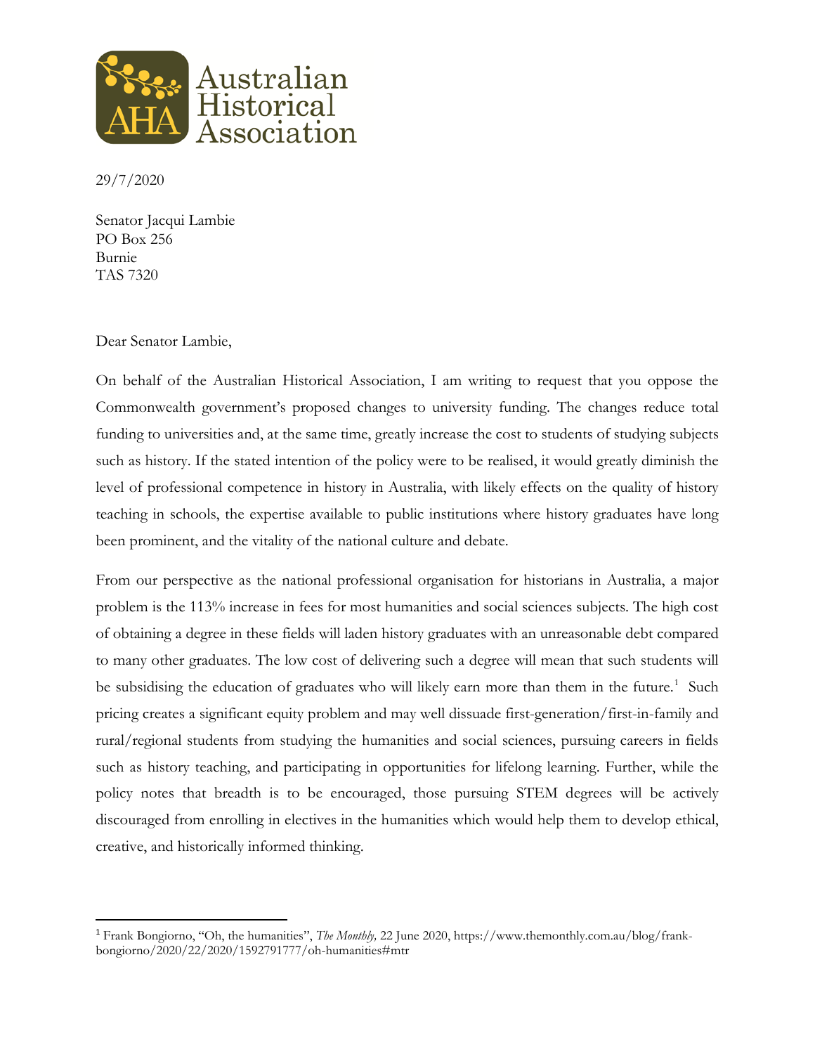Australian Historical Association

29/7/2020

Senator Jacqui Lambie
PO Box 256
Burnie
TAS 7320

Dear Senator Lambie,

On behalf of the Australian Historical Association, I am writing to request that you oppose the Commonwealth government's proposed changes to university funding. The changes reduce total funding to universities and, at the same time, greatly increase the cost to students of studying subjects such as history. If the stated intention of the policy were to be realised, it would greatly diminish the level of professional competence in history in Australia, with likely effects on the quality of history teaching in schools, the expertise available to public institutions where history graduates have long been prominent, and the vitality of the national culture and debate.

From our perspective as the national professional organisation for historians in Australia, a major problem is the 113% increase in fees for most humanities and social sciences subjects. The high cost of obtaining a degree in these fields will laden history graduates with an unreasonable debt compared to many other graduates. The low cost of delivering such a degree will mean that such students will be subsidising the education of graduates who will likely earn more than them in the future.[1] Such pricing creates a significant equity problem and may well dissuade first-generation/first-in-family and rural/regional students from studying the humanities and social sciences, pursuing careers in fields such as history teaching, and participating in opportunities for lifelong learning. Further, while the policy notes that breadth is to be encouraged, those pursuing STEM degrees will be actively discouraged from enrolling in electives in the humanities which would help them to develop ethical, creative, and historically informed thinking.

---

[1] Frank Bongiorno, "Oh, the humanities", *The Monthly,* 22 June 2020, https://www.themonthly.com.au/blog/frank-bongiorno/2020/22/2020/1592791777/oh-humanities#mtr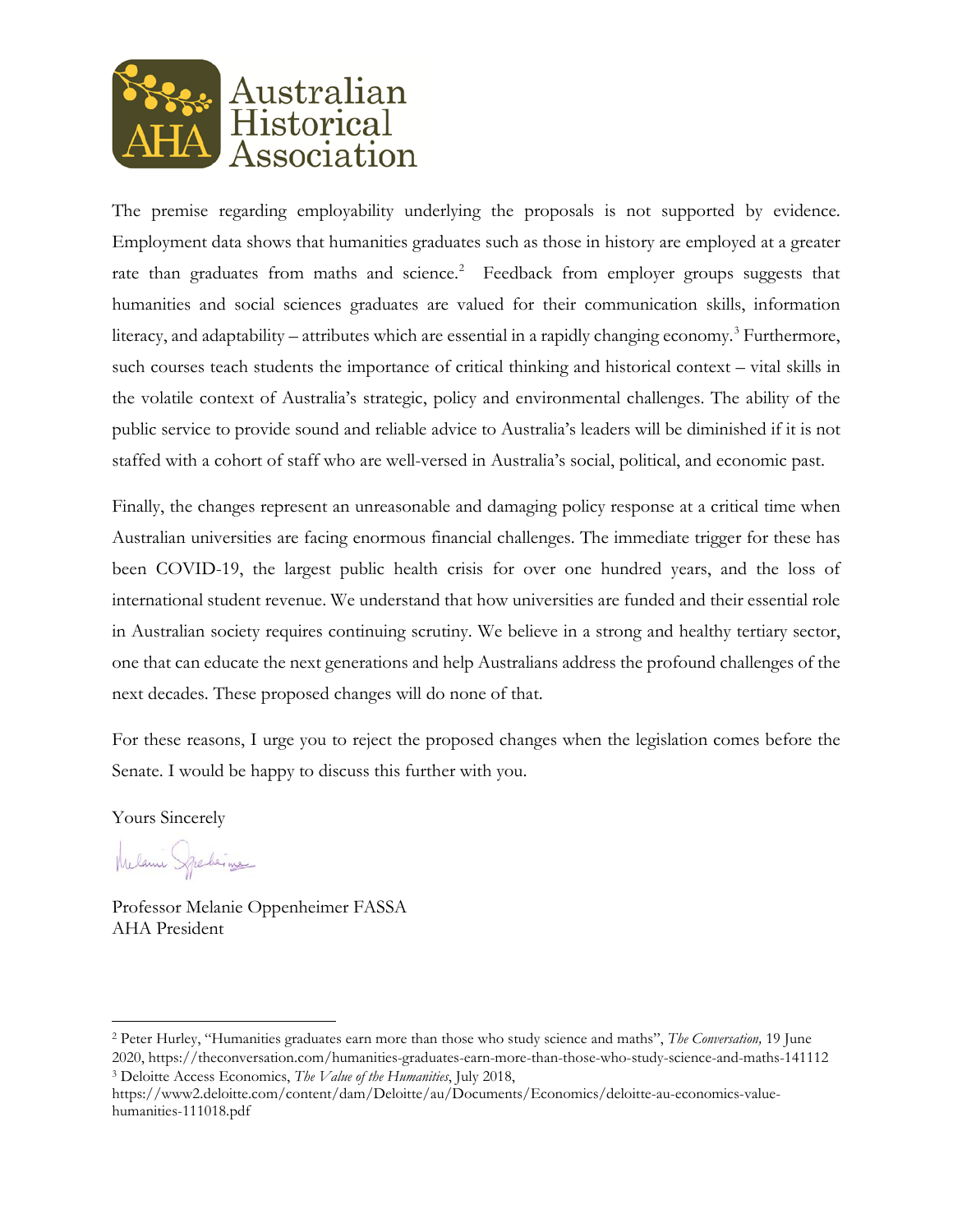The premise regarding employability underlying the proposals is not supported by evidence. Employment data shows that humanities graduates such as those in history are employed at a greater rate than graduates from maths and science.[2] Feedback from employer groups suggests that humanities and social sciences graduates are valued for their communication skills, information literacy, and adaptability – attributes which are essential in a rapidly changing economy.[3] Furthermore, such courses teach students the importance of critical thinking and historical context – vital skills in the volatile context of Australia's strategic, policy and environmental challenges. The ability of the public service to provide sound and reliable advice to Australia's leaders will be diminished if it is not staffed with a cohort of staff who are well-versed in Australia's social, political, and economic past.

Finally, the changes represent an unreasonable and damaging policy response at a critical time when Australian universities are facing enormous financial challenges. The immediate trigger for these has been COVID-19, the largest public health crisis for over one hundred years, and the loss of international student revenue. We understand that how universities are funded and their essential role in Australian society requires continuing scrutiny. We believe in a strong and healthy tertiary sector, one that can educate the next generations and help Australians address the profound challenges of the next decades. These proposed changes will do none of that.

For these reasons, I urge you to reject the proposed changes when the legislation comes before the Senate. I would be happy to discuss this further with you.

Yours Sincerely

Professor Melanie Oppenheimer FASSA
AHA President

---

[2] Peter Hurley, "Humanities graduates earn more than those who study science and maths", *The Conversation,* 19 June 2020, https://theconversation.com/humanities-graduates-earn-more-than-those-who-study-science-and-maths-141112

[3] Deloitte Access Economics, *The Value of the Humanities*, July 2018, https://www2.deloitte.com/content/dam/Deloitte/au/Documents/Economics/deloitte-au-economics-value-humanities-111018.pdf